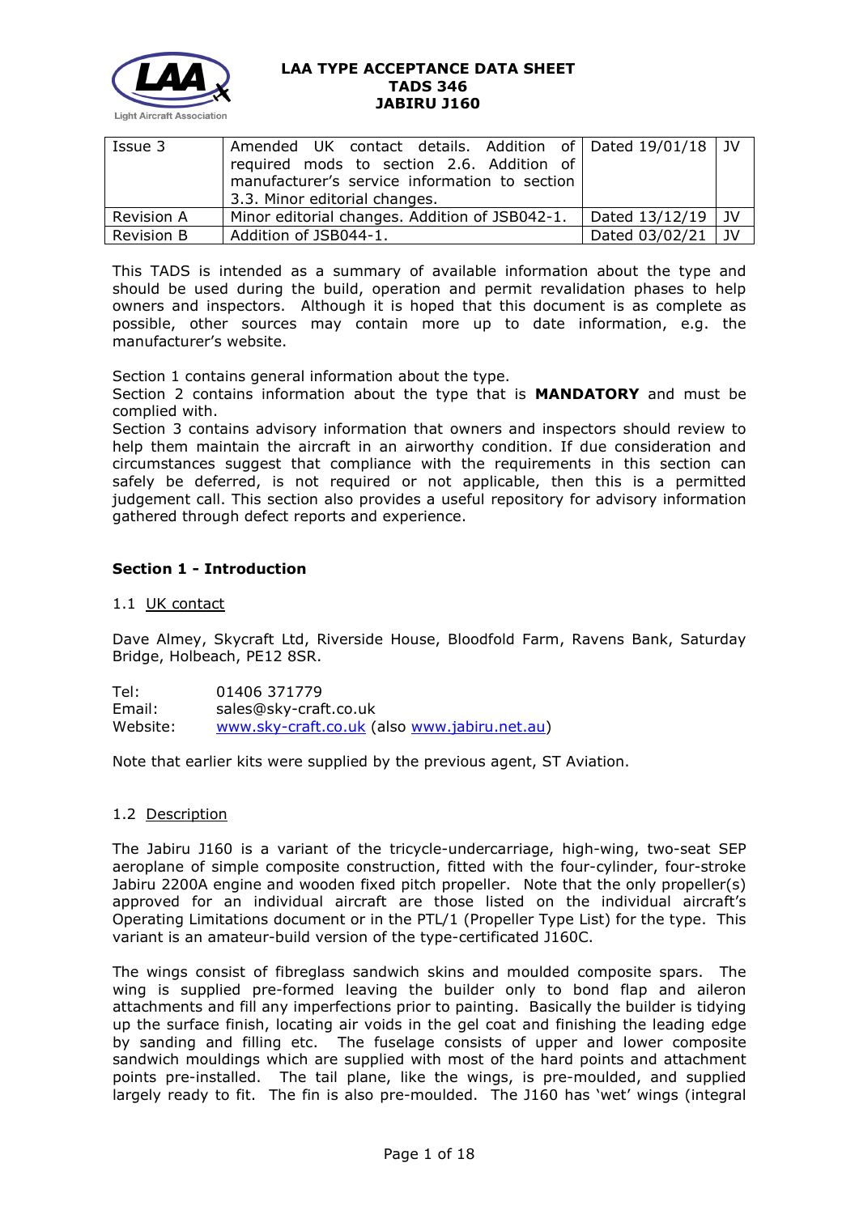LAA TYPE ACCEPTANCE DATA SHEET
TADS 346
JABIRU J160

| | | | |
|---|---|---|---|
| Issue 3 | Amended UK contact details. Addition of required mods to section 2.6. Addition of manufacturer's service information to section 3.3. Minor editorial changes. | Dated 19/01/18 | JV |
| Revision A | Minor editorial changes. Addition of JSB042-1. | Dated 13/12/19 | JV |
| Revision B | Addition of JSB044-1. | Dated 03/02/21 | JV |

This TADS is intended as a summary of available information about the type and should be used during the build, operation and permit revalidation phases to help owners and inspectors. Although it is hoped that this document is as complete as possible, other sources may contain more up to date information, e.g. the manufacturer's website.

Section 1 contains general information about the type.
Section 2 contains information about the type that is **MANDATORY** and must be complied with.
Section 3 contains advisory information that owners and inspectors should review to help them maintain the aircraft in an airworthy condition. If due consideration and circumstances suggest that compliance with the requirements in this section can safely be deferred, is not required or not applicable, then this is a permitted judgement call. This section also provides a useful repository for advisory information gathered through defect reports and experience.

## Section 1 - Introduction

### 1.1 UK contact

Dave Almey, Skycraft Ltd, Riverside House, Bloodfold Farm, Ravens Bank, Saturday Bridge, Holbeach, PE12 8SR.

Tel: 01406 371779
Email: sales@sky-craft.co.uk
Website: www.sky-craft.co.uk (also www.jabiru.net.au)

Note that earlier kits were supplied by the previous agent, ST Aviation.

### 1.2 Description

The Jabiru J160 is a variant of the tricycle-undercarriage, high-wing, two-seat SEP aeroplane of simple composite construction, fitted with the four-cylinder, four-stroke Jabiru 2200A engine and wooden fixed pitch propeller. Note that the only propeller(s) approved for an individual aircraft are those listed on the individual aircraft's Operating Limitations document or in the PTL/1 (Propeller Type List) for the type. This variant is an amateur-build version of the type-certificated J160C.

The wings consist of fibreglass sandwich skins and moulded composite spars. The wing is supplied pre-formed leaving the builder only to bond flap and aileron attachments and fill any imperfections prior to painting. Basically the builder is tidying up the surface finish, locating air voids in the gel coat and finishing the leading edge by sanding and filling etc. The fuselage consists of upper and lower composite sandwich mouldings which are supplied with most of the hard points and attachment points pre-installed. The tail plane, like the wings, is pre-moulded, and supplied largely ready to fit. The fin is also pre-moulded. The J160 has 'wet' wings (integral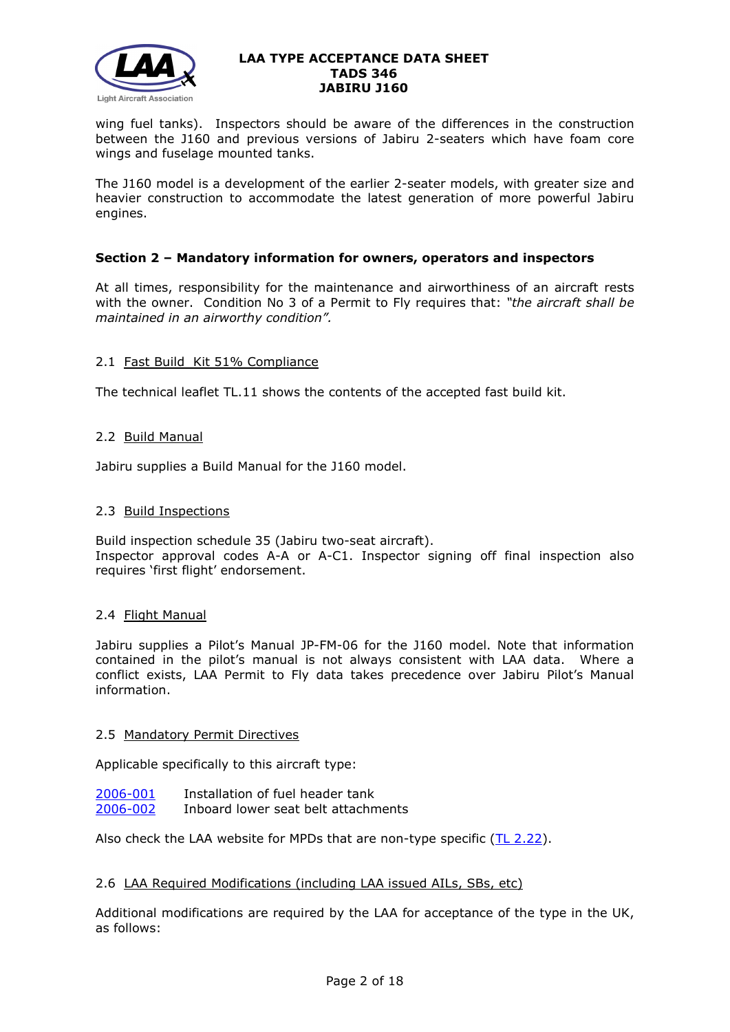wing fuel tanks). Inspectors should be aware of the differences in the construction between the J160 and previous versions of Jabiru 2-seaters which have foam core wings and fuselage mounted tanks.

The J160 model is a development of the earlier 2-seater models, with greater size and heavier construction to accommodate the latest generation of more powerful Jabiru engines.

## Section 2 – Mandatory information for owners, operators and inspectors

At all times, responsibility for the maintenance and airworthiness of an aircraft rests with the owner. Condition No 3 of a Permit to Fly requires that: *"the aircraft shall be maintained in an airworthy condition".*

### 2.1 Fast Build Kit 51% Compliance

The technical leaflet TL.11 shows the contents of the accepted fast build kit.

### 2.2 Build Manual

Jabiru supplies a Build Manual for the J160 model.

### 2.3 Build Inspections

Build inspection schedule 35 (Jabiru two-seat aircraft).
Inspector approval codes A-A or A-C1. Inspector signing off final inspection also requires 'first flight' endorsement.

### 2.4 Flight Manual

Jabiru supplies a Pilot's Manual JP-FM-06 for the J160 model. Note that information contained in the pilot's manual is not always consistent with LAA data. Where a conflict exists, LAA Permit to Fly data takes precedence over Jabiru Pilot's Manual information.

### 2.5 Mandatory Permit Directives

Applicable specifically to this aircraft type:

2006-001 Installation of fuel header tank
2006-002 Inboard lower seat belt attachments

Also check the LAA website for MPDs that are non-type specific (TL 2.22).

### 2.6 LAA Required Modifications (including LAA issued AILs, SBs, etc)

Additional modifications are required by the LAA for acceptance of the type in the UK, as follows: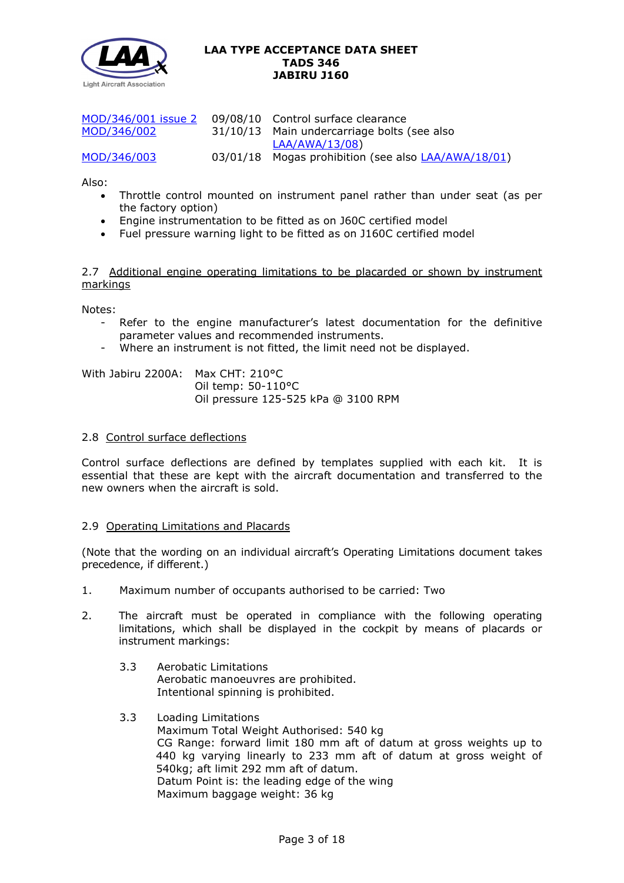| | | |
|---|---|---|
| MOD/346/001 issue 2 | 09/08/10 | Control surface clearance |
| MOD/346/002 | 31/10/13 | Main undercarriage bolts (see also LAA/AWA/13/08) |
| MOD/346/003 | 03/01/18 | Mogas prohibition (see also LAA/AWA/18/01) |

Also:

- Throttle control mounted on instrument panel rather than under seat (as per the factory option)
- Engine instrumentation to be fitted as on J60C certified model
- Fuel pressure warning light to be fitted as on J160C certified model

2.7 Additional engine operating limitations to be placarded or shown by instrument markings

Notes:

- Refer to the engine manufacturer's latest documentation for the definitive parameter values and recommended instruments.
- Where an instrument is not fitted, the limit need not be displayed.

With Jabiru 2200A: Max CHT: 210°C
Oil temp: 50-110°C
Oil pressure 125-525 kPa @ 3100 RPM

2.8 Control surface deflections

Control surface deflections are defined by templates supplied with each kit. It is essential that these are kept with the aircraft documentation and transferred to the new owners when the aircraft is sold.

2.9 Operating Limitations and Placards

(Note that the wording on an individual aircraft's Operating Limitations document takes precedence, if different.)

1. Maximum number of occupants authorised to be carried: Two

2. The aircraft must be operated in compliance with the following operating limitations, which shall be displayed in the cockpit by means of placards or instrument markings:

    3.3 Aerobatic Limitations
    Aerobatic manoeuvres are prohibited.
    Intentional spinning is prohibited.

    3.3 Loading Limitations
    Maximum Total Weight Authorised: 540 kg
    CG Range: forward limit 180 mm aft of datum at gross weights up to 440 kg varying linearly to 233 mm aft of datum at gross weight of 540kg; aft limit 292 mm aft of datum.
    Datum Point is: the leading edge of the wing
    Maximum baggage weight: 36 kg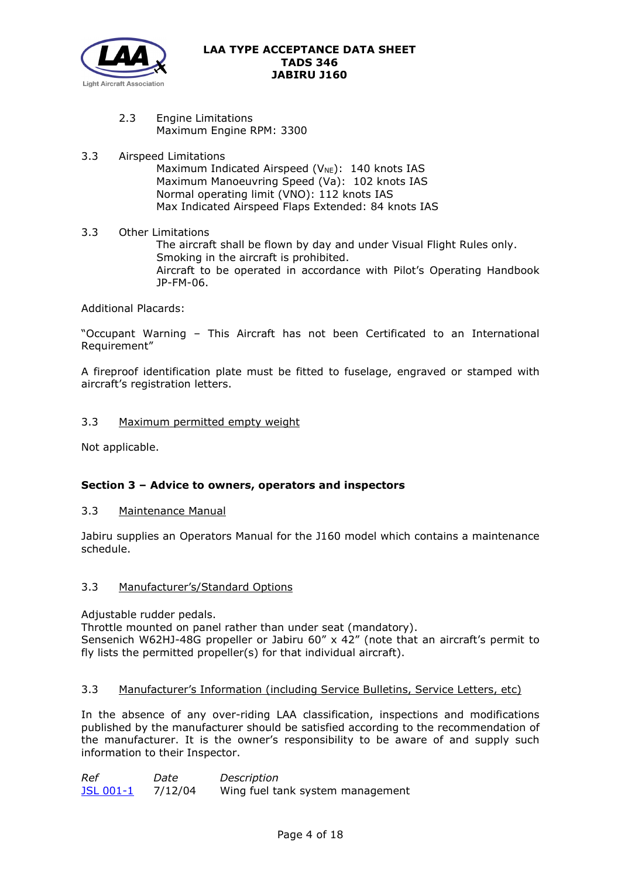2.3 Engine Limitations
Maximum Engine RPM: 3300

3.3 Airspeed Limitations
Maximum Indicated Airspeed ($V_{NE}$): 140 knots IAS
Maximum Manoeuvring Speed (Va): 102 knots IAS
Normal operating limit (VNO): 112 knots IAS
Max Indicated Airspeed Flaps Extended: 84 knots IAS

3.3 Other Limitations
The aircraft shall be flown by day and under Visual Flight Rules only.
Smoking in the aircraft is prohibited.
Aircraft to be operated in accordance with Pilot's Operating Handbook JP-FM-06.

Additional Placards:

"Occupant Warning – This Aircraft has not been Certificated to an International Requirement"

A fireproof identification plate must be fitted to fuselage, engraved or stamped with aircraft's registration letters.

3.3 Maximum permitted empty weight

Not applicable.

**Section 3 – Advice to owners, operators and inspectors**

3.3 Maintenance Manual

Jabiru supplies an Operators Manual for the J160 model which contains a maintenance schedule.

3.3 Manufacturer's/Standard Options

Adjustable rudder pedals.
Throttle mounted on panel rather than under seat (mandatory).
Sensenich W62HJ-48G propeller or Jabiru 60" x 42" (note that an aircraft's permit to fly lists the permitted propeller(s) for that individual aircraft).

3.3 Manufacturer's Information (including Service Bulletins, Service Letters, etc)

In the absence of any over-riding LAA classification, inspections and modifications published by the manufacturer should be satisfied according to the recommendation of the manufacturer. It is the owner's responsibility to be aware of and supply such information to their Inspector.

| *Ref* | *Date* | *Description* |
|---|---|---|
| JSL 001-1 | 7/12/04 | Wing fuel tank system management |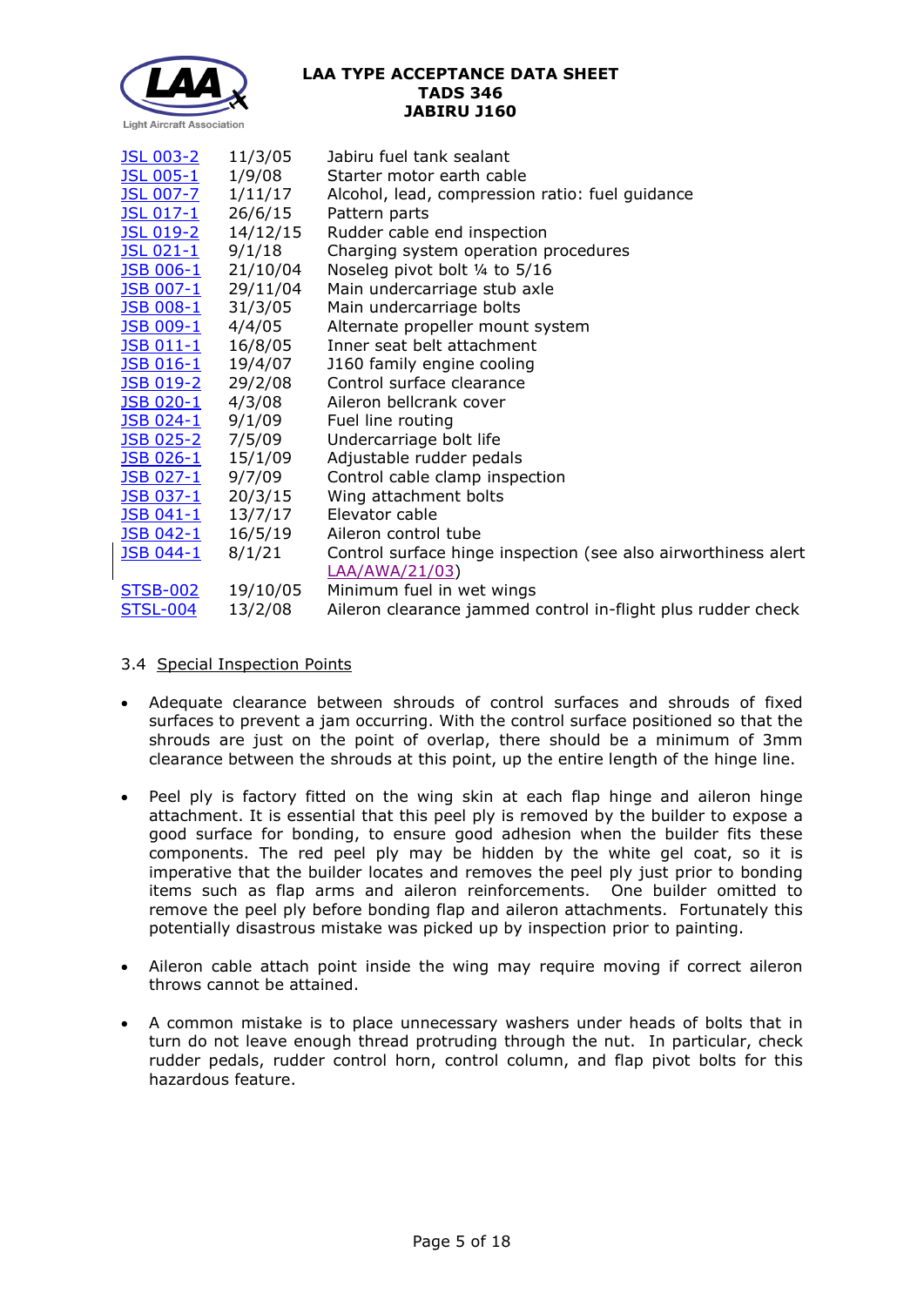| | | |
|---|---|---|
| JSL 003-2 | 11/3/05 | Jabiru fuel tank sealant |
| JSL 005-1 | 1/9/08 | Starter motor earth cable |
| JSL 007-7 | 1/11/17 | Alcohol, lead, compression ratio: fuel guidance |
| JSL 017-1 | 26/6/15 | Pattern parts |
| JSL 019-2 | 14/12/15 | Rudder cable end inspection |
| JSL 021-1 | 9/1/18 | Charging system operation procedures |
| JSB 006-1 | 21/10/04 | Noseleg pivot bolt ¼ to 5/16 |
| JSB 007-1 | 29/11/04 | Main undercarriage stub axle |
| JSB 008-1 | 31/3/05 | Main undercarriage bolts |
| JSB 009-1 | 4/4/05 | Alternate propeller mount system |
| JSB 011-1 | 16/8/05 | Inner seat belt attachment |
| JSB 016-1 | 19/4/07 | J160 family engine cooling |
| JSB 019-2 | 29/2/08 | Control surface clearance |
| JSB 020-1 | 4/3/08 | Aileron bellcrank cover |
| JSB 024-1 | 9/1/09 | Fuel line routing |
| JSB 025-2 | 7/5/09 | Undercarriage bolt life |
| JSB 026-1 | 15/1/09 | Adjustable rudder pedals |
| JSB 027-1 | 9/7/09 | Control cable clamp inspection |
| JSB 037-1 | 20/3/15 | Wing attachment bolts |
| JSB 041-1 | 13/7/17 | Elevator cable |
| JSB 042-1 | 16/5/19 | Aileron control tube |
| JSB 044-1 | 8/1/21 | Control surface hinge inspection (see also airworthiness alert LAA/AWA/21/03) |
| STSB-002 | 19/10/05 | Minimum fuel in wet wings |
| STSL-004 | 13/2/08 | Aileron clearance jammed control in-flight plus rudder check |

3.4 Special Inspection Points

- Adequate clearance between shrouds of control surfaces and shrouds of fixed surfaces to prevent a jam occurring. With the control surface positioned so that the shrouds are just on the point of overlap, there should be a minimum of 3mm clearance between the shrouds at this point, up the entire length of the hinge line.

- Peel ply is factory fitted on the wing skin at each flap hinge and aileron hinge attachment. It is essential that this peel ply is removed by the builder to expose a good surface for bonding, to ensure good adhesion when the builder fits these components. The red peel ply may be hidden by the white gel coat, so it is imperative that the builder locates and removes the peel ply just prior to bonding items such as flap arms and aileron reinforcements. One builder omitted to remove the peel ply before bonding flap and aileron attachments. Fortunately this potentially disastrous mistake was picked up by inspection prior to painting.

- Aileron cable attach point inside the wing may require moving if correct aileron throws cannot be attained.

- A common mistake is to place unnecessary washers under heads of bolts that in turn do not leave enough thread protruding through the nut. In particular, check rudder pedals, rudder control horn, control column, and flap pivot bolts for this hazardous feature.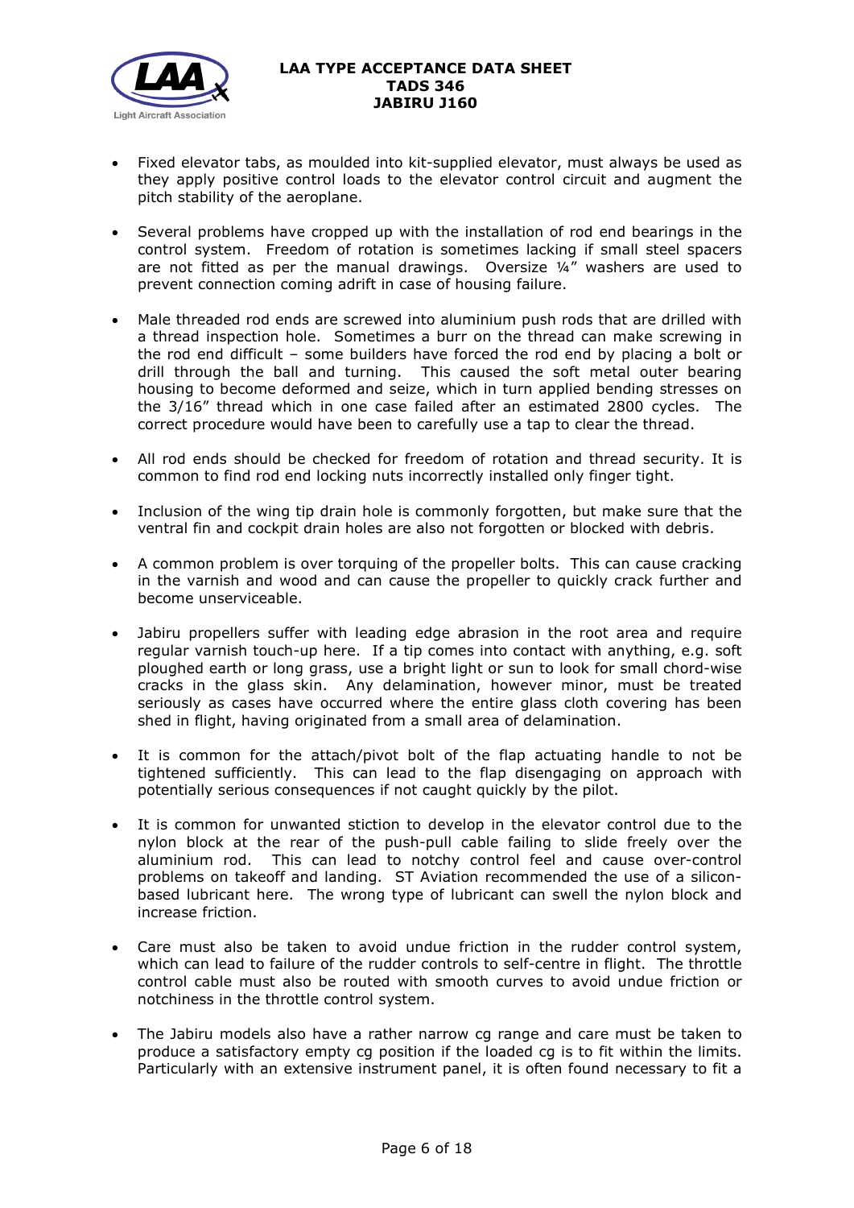- Fixed elevator tabs, as moulded into kit-supplied elevator, must always be used as they apply positive control loads to the elevator control circuit and augment the pitch stability of the aeroplane.
- Several problems have cropped up with the installation of rod end bearings in the control system. Freedom of rotation is sometimes lacking if small steel spacers are not fitted as per the manual drawings. Oversize ¼" washers are used to prevent connection coming adrift in case of housing failure.
- Male threaded rod ends are screwed into aluminium push rods that are drilled with a thread inspection hole. Sometimes a burr on the thread can make screwing in the rod end difficult – some builders have forced the rod end by placing a bolt or drill through the ball and turning. This caused the soft metal outer bearing housing to become deformed and seize, which in turn applied bending stresses on the 3/16" thread which in one case failed after an estimated 2800 cycles. The correct procedure would have been to carefully use a tap to clear the thread.
- All rod ends should be checked for freedom of rotation and thread security. It is common to find rod end locking nuts incorrectly installed only finger tight.
- Inclusion of the wing tip drain hole is commonly forgotten, but make sure that the ventral fin and cockpit drain holes are also not forgotten or blocked with debris.
- A common problem is over torquing of the propeller bolts. This can cause cracking in the varnish and wood and can cause the propeller to quickly crack further and become unserviceable.
- Jabiru propellers suffer with leading edge abrasion in the root area and require regular varnish touch-up here. If a tip comes into contact with anything, e.g. soft ploughed earth or long grass, use a bright light or sun to look for small chord-wise cracks in the glass skin. Any delamination, however minor, must be treated seriously as cases have occurred where the entire glass cloth covering has been shed in flight, having originated from a small area of delamination.
- It is common for the attach/pivot bolt of the flap actuating handle to not be tightened sufficiently. This can lead to the flap disengaging on approach with potentially serious consequences if not caught quickly by the pilot.
- It is common for unwanted stiction to develop in the elevator control due to the nylon block at the rear of the push-pull cable failing to slide freely over the aluminium rod. This can lead to notchy control feel and cause over-control problems on takeoff and landing. ST Aviation recommended the use of a silicon-based lubricant here. The wrong type of lubricant can swell the nylon block and increase friction.
- Care must also be taken to avoid undue friction in the rudder control system, which can lead to failure of the rudder controls to self-centre in flight. The throttle control cable must also be routed with smooth curves to avoid undue friction or notchiness in the throttle control system.
- The Jabiru models also have a rather narrow cg range and care must be taken to produce a satisfactory empty cg position if the loaded cg is to fit within the limits. Particularly with an extensive instrument panel, it is often found necessary to fit a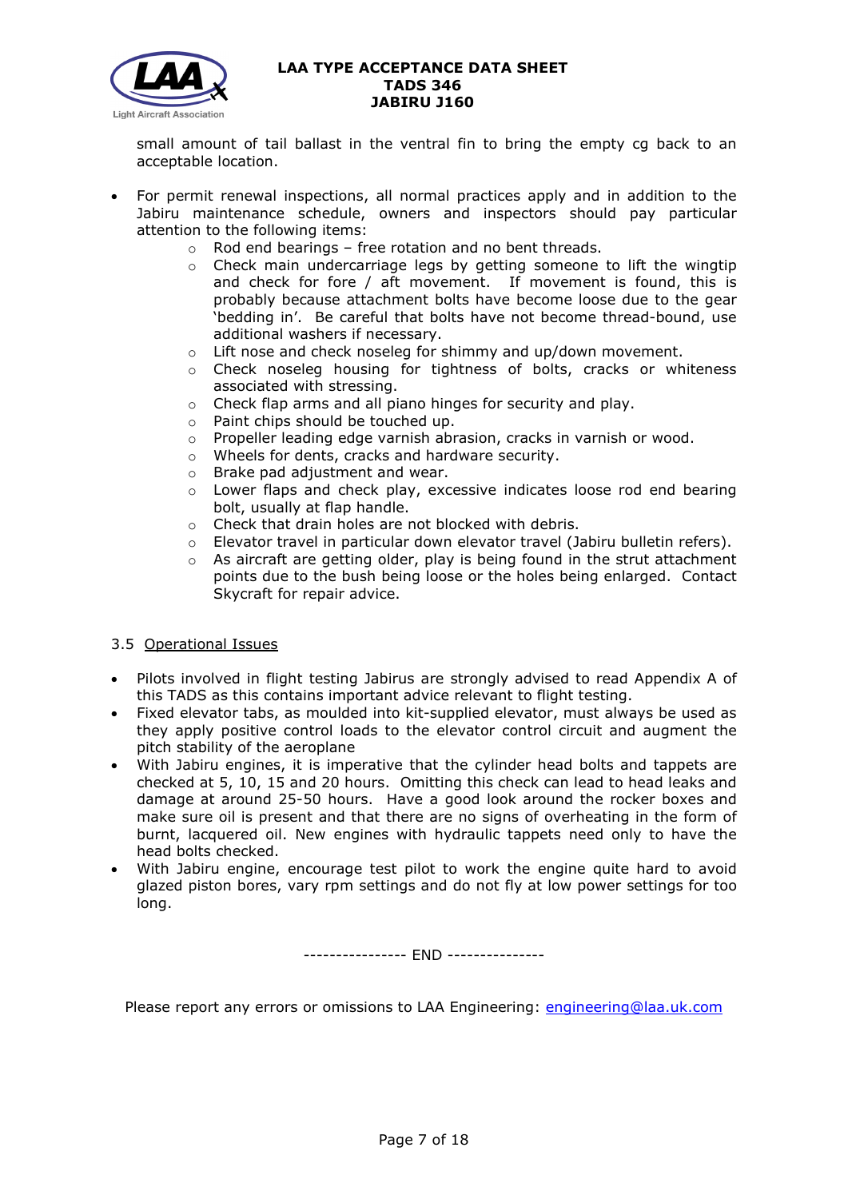small amount of tail ballast in the ventral fin to bring the empty cg back to an acceptable location.

- For permit renewal inspections, all normal practices apply and in addition to the Jabiru maintenance schedule, owners and inspectors should pay particular attention to the following items:
  - Rod end bearings – free rotation and no bent threads.
  - Check main undercarriage legs by getting someone to lift the wingtip and check for fore / aft movement. If movement is found, this is probably because attachment bolts have become loose due to the gear 'bedding in'. Be careful that bolts have not become thread-bound, use additional washers if necessary.
  - Lift nose and check noseleg for shimmy and up/down movement.
  - Check noseleg housing for tightness of bolts, cracks or whiteness associated with stressing.
  - Check flap arms and all piano hinges for security and play.
  - Paint chips should be touched up.
  - Propeller leading edge varnish abrasion, cracks in varnish or wood.
  - Wheels for dents, cracks and hardware security.
  - Brake pad adjustment and wear.
  - Lower flaps and check play, excessive indicates loose rod end bearing bolt, usually at flap handle.
  - Check that drain holes are not blocked with debris.
  - Elevator travel in particular down elevator travel (Jabiru bulletin refers).
  - As aircraft are getting older, play is being found in the strut attachment points due to the bush being loose or the holes being enlarged. Contact Skycraft for repair advice.

### 3.5 Operational Issues

- Pilots involved in flight testing Jabirus are strongly advised to read Appendix A of this TADS as this contains important advice relevant to flight testing.
- Fixed elevator tabs, as moulded into kit-supplied elevator, must always be used as they apply positive control loads to the elevator control circuit and augment the pitch stability of the aeroplane
- With Jabiru engines, it is imperative that the cylinder head bolts and tappets are checked at 5, 10, 15 and 20 hours. Omitting this check can lead to head leaks and damage at around 25-50 hours. Have a good look around the rocker boxes and make sure oil is present and that there are no signs of overheating in the form of burnt, lacquered oil. New engines with hydraulic tappets need only to have the head bolts checked.
- With Jabiru engine, encourage test pilot to work the engine quite hard to avoid glazed piston bores, vary rpm settings and do not fly at low power settings for too long.

---------------- END ---------------

Please report any errors or omissions to LAA Engineering: engineering@laa.uk.com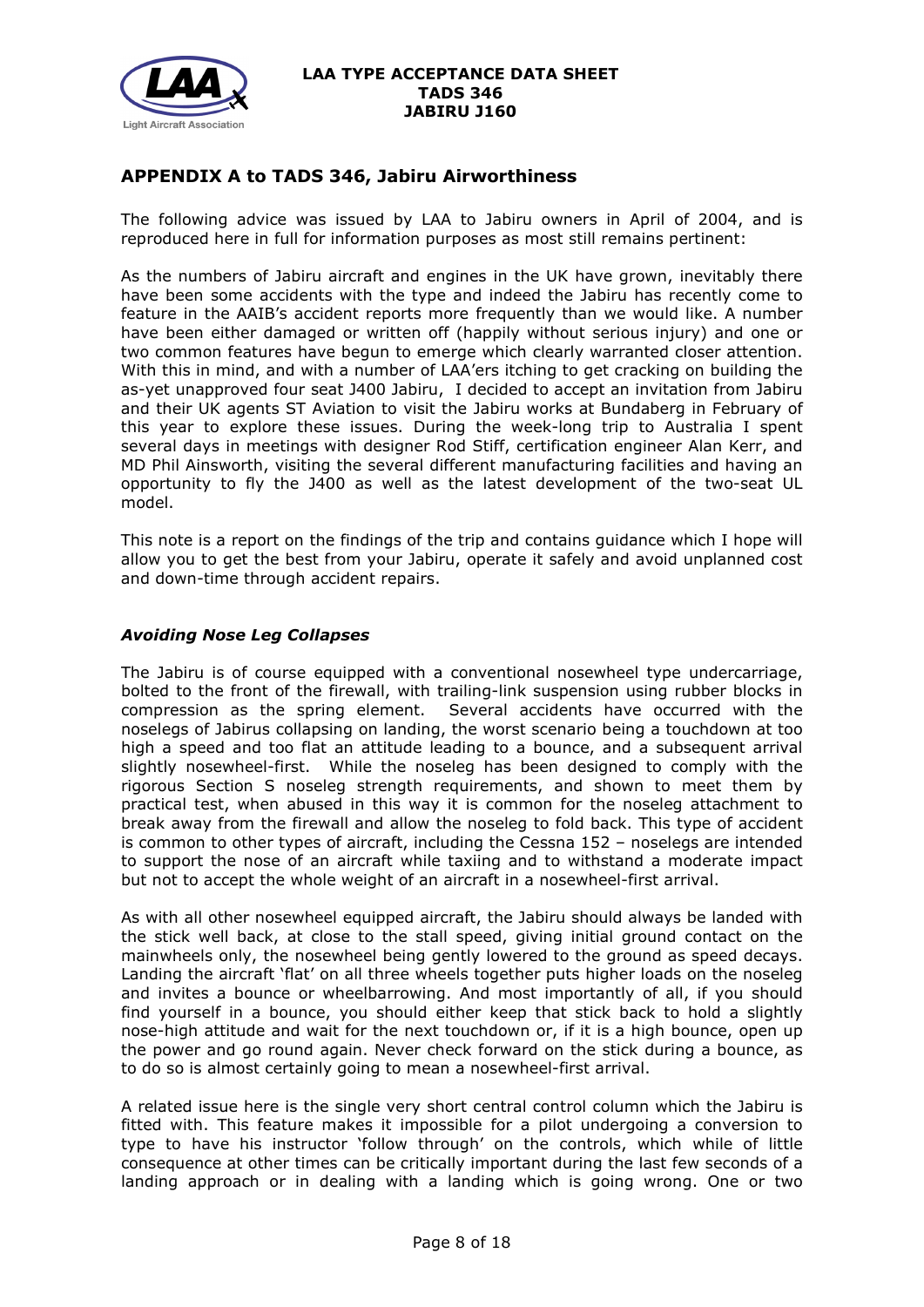## APPENDIX A to TADS 346, Jabiru Airworthiness

The following advice was issued by LAA to Jabiru owners in April of 2004, and is reproduced here in full for information purposes as most still remains pertinent:

As the numbers of Jabiru aircraft and engines in the UK have grown, inevitably there have been some accidents with the type and indeed the Jabiru has recently come to feature in the AAIB's accident reports more frequently than we would like. A number have been either damaged or written off (happily without serious injury) and one or two common features have begun to emerge which clearly warranted closer attention. With this in mind, and with a number of LAA'ers itching to get cracking on building the as-yet unapproved four seat J400 Jabiru, I decided to accept an invitation from Jabiru and their UK agents ST Aviation to visit the Jabiru works at Bundaberg in February of this year to explore these issues. During the week-long trip to Australia I spent several days in meetings with designer Rod Stiff, certification engineer Alan Kerr, and MD Phil Ainsworth, visiting the several different manufacturing facilities and having an opportunity to fly the J400 as well as the latest development of the two-seat UL model.

This note is a report on the findings of the trip and contains guidance which I hope will allow you to get the best from your Jabiru, operate it safely and avoid unplanned cost and down-time through accident repairs.

### *Avoiding Nose Leg Collapses*

The Jabiru is of course equipped with a conventional nosewheel type undercarriage, bolted to the front of the firewall, with trailing-link suspension using rubber blocks in compression as the spring element. Several accidents have occurred with the nosegs of Jabirus collapsing on landing, the worst scenario being a touchdown at too high a speed and too flat an attitude leading to a bounce, and a subsequent arrival slightly nosewheel-first. While the noseleg has been designed to comply with the rigorous Section S noseleg strength requirements, and shown to meet them by practical test, when abused in this way it is common for the noseleg attachment to break away from the firewall and allow the noseleg to fold back. This type of accident is common to other types of aircraft, including the Cessna 152 – noselegs are intended to support the nose of an aircraft while taxiing and to withstand a moderate impact but not to accept the whole weight of an aircraft in a nosewheel-first arrival.

As with all other nosewheel equipped aircraft, the Jabiru should always be landed with the stick well back, at close to the stall speed, giving initial ground contact on the mainwheels only, the nosewheel being gently lowered to the ground as speed decays. Landing the aircraft 'flat' on all three wheels together puts higher loads on the noseleg and invites a bounce or wheelbarrowing. And most importantly of all, if you should find yourself in a bounce, you should either keep that stick back to hold a slightly nose-high attitude and wait for the next touchdown or, if it is a high bounce, open up the power and go round again. Never check forward on the stick during a bounce, as to do so is almost certainly going to mean a nosewheel-first arrival.

A related issue here is the single very short central control column which the Jabiru is fitted with. This feature makes it impossible for a pilot undergoing a conversion to type to have his instructor 'follow through' on the controls, which while of little consequence at other times can be critically important during the last few seconds of a landing approach or in dealing with a landing which is going wrong. One or two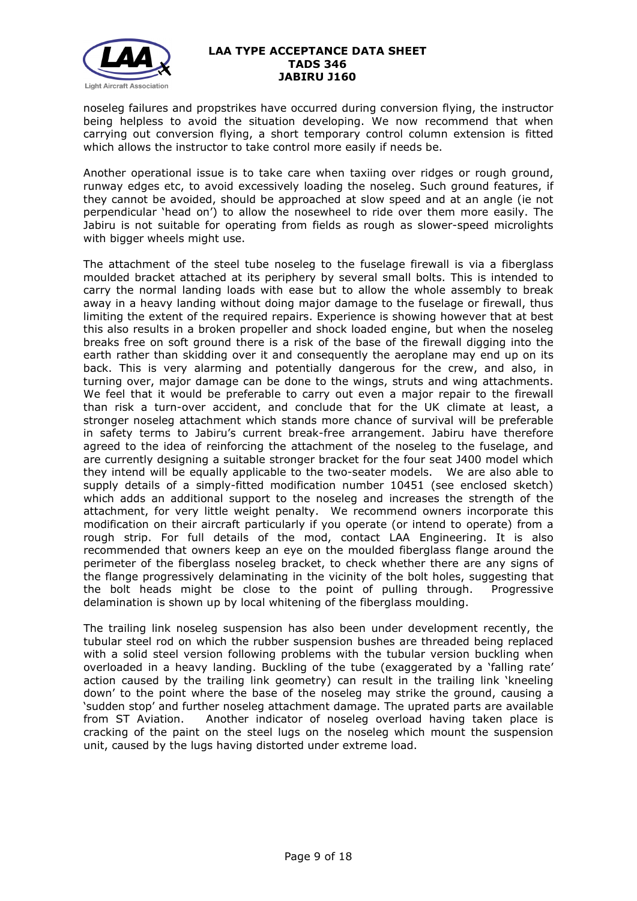noseleg failures and propstrikes have occurred during conversion flying, the instructor being helpless to avoid the situation developing. We now recommend that when carrying out conversion flying, a short temporary control column extension is fitted which allows the instructor to take control more easily if needs be.

Another operational issue is to take care when taxiing over ridges or rough ground, runway edges etc, to avoid excessively loading the noseleg. Such ground features, if they cannot be avoided, should be approached at slow speed and at an angle (ie not perpendicular 'head on') to allow the nosewheel to ride over them more easily. The Jabiru is not suitable for operating from fields as rough as slower-speed microlights with bigger wheels might use.

The attachment of the steel tube noseleg to the fuselage firewall is via a fiberglass moulded bracket attached at its periphery by several small bolts. This is intended to carry the normal landing loads with ease but to allow the whole assembly to break away in a heavy landing without doing major damage to the fuselage or firewall, thus limiting the extent of the required repairs. Experience is showing however that at best this also results in a broken propeller and shock loaded engine, but when the noseleg breaks free on soft ground there is a risk of the base of the firewall digging into the earth rather than skidding over it and consequently the aeroplane may end up on its back. This is very alarming and potentially dangerous for the crew, and also, in turning over, major damage can be done to the wings, struts and wing attachments. We feel that it would be preferable to carry out even a major repair to the firewall than risk a turn-over accident, and conclude that for the UK climate at least, a stronger noseleg attachment which stands more chance of survival will be preferable in safety terms to Jabiru's current break-free arrangement. Jabiru have therefore agreed to the idea of reinforcing the attachment of the noseleg to the fuselage, and are currently designing a suitable stronger bracket for the four seat J400 model which they intend will be equally applicable to the two-seater models. We are also able to supply details of a simply-fitted modification number 10451 (see enclosed sketch) which adds an additional support to the noseleg and increases the strength of the attachment, for very little weight penalty. We recommend owners incorporate this modification on their aircraft particularly if you operate (or intend to operate) from a rough strip. For full details of the mod, contact LAA Engineering. It is also recommended that owners keep an eye on the moulded fiberglass flange around the perimeter of the fiberglass noseleg bracket, to check whether there are any signs of the flange progressively delaminating in the vicinity of the bolt holes, suggesting that the bolt heads might be close to the point of pulling through. Progressive delamination is shown up by local whitening of the fiberglass moulding.

The trailing link noseleg suspension has also been under development recently, the tubular steel rod on which the rubber suspension bushes are threaded being replaced with a solid steel version following problems with the tubular version buckling when overloaded in a heavy landing. Buckling of the tube (exaggerated by a 'falling rate' action caused by the trailing link geometry) can result in the trailing link 'kneeling down' to the point where the base of the noseleg may strike the ground, causing a 'sudden stop' and further noseleg attachment damage. The uprated parts are available from ST Aviation. Another indicator of noseleg overload having taken place is cracking of the paint on the steel lugs on the noseleg which mount the suspension unit, caused by the lugs having distorted under extreme load.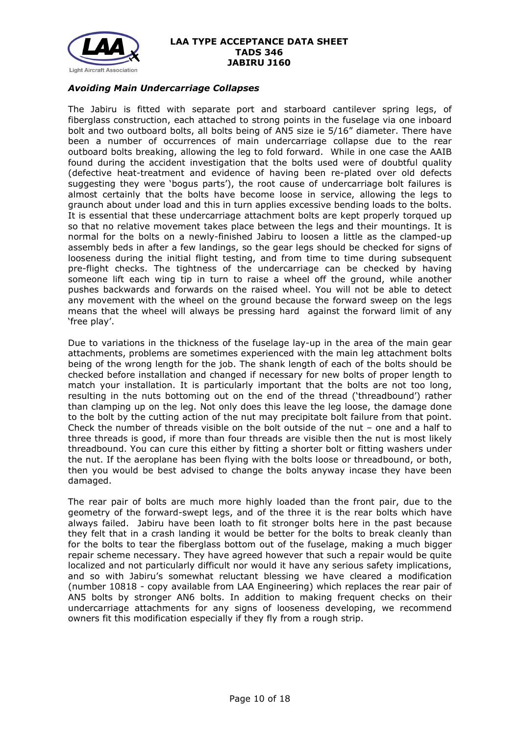### *Avoiding Main Undercarriage Collapses*

The Jabiru is fitted with separate port and starboard cantilever spring legs, of fiberglass construction, each attached to strong points in the fuselage via one inboard bolt and two outboard bolts, all bolts being of AN5 size ie 5/16" diameter. There have been a number of occurrences of main undercarriage collapse due to the rear outboard bolts breaking, allowing the leg to fold forward. While in one case the AAIB found during the accident investigation that the bolts used were of doubtful quality (defective heat-treatment and evidence of having been re-plated over old defects suggesting they were 'bogus parts'), the root cause of undercarriage bolt failures is almost certainly that the bolts have become loose in service, allowing the legs to graunch about under load and this in turn applies excessive bending loads to the bolts. It is essential that these undercarriage attachment bolts are kept properly torqued up so that no relative movement takes place between the legs and their mountings. It is normal for the bolts on a newly-finished Jabiru to loosen a little as the clamped-up assembly beds in after a few landings, so the gear legs should be checked for signs of looseness during the initial flight testing, and from time to time during subsequent pre-flight checks. The tightness of the undercarriage can be checked by having someone lift each wing tip in turn to raise a wheel off the ground, while another pushes backwards and forwards on the raised wheel. You will not be able to detect any movement with the wheel on the ground because the forward sweep on the legs means that the wheel will always be pressing hard against the forward limit of any 'free play'.

Due to variations in the thickness of the fuselage lay-up in the area of the main gear attachments, problems are sometimes experienced with the main leg attachment bolts being of the wrong length for the job. The shank length of each of the bolts should be checked before installation and changed if necessary for new bolts of proper length to match your installation. It is particularly important that the bolts are not too long, resulting in the nuts bottoming out on the end of the thread ('threadbound') rather than clamping up on the leg. Not only does this leave the leg loose, the damage done to the bolt by the cutting action of the nut may precipitate bolt failure from that point. Check the number of threads visible on the bolt outside of the nut – one and a half to three threads is good, if more than four threads are visible then the nut is most likely threadbound. You can cure this either by fitting a shorter bolt or fitting washers under the nut. If the aeroplane has been flying with the bolts loose or threadbound, or both, then you would be best advised to change the bolts anyway incase they have been damaged.

The rear pair of bolts are much more highly loaded than the front pair, due to the geometry of the forward-swept legs, and of the three it is the rear bolts which have always failed. Jabiru have been loath to fit stronger bolts here in the past because they felt that in a crash landing it would be better for the bolts to break cleanly than for the bolts to tear the fiberglass bottom out of the fuselage, making a much bigger repair scheme necessary. They have agreed however that such a repair would be quite localized and not particularly difficult nor would it have any serious safety implications, and so with Jabiru's somewhat reluctant blessing we have cleared a modification (number 10818 - copy available from LAA Engineering) which replaces the rear pair of AN5 bolts by stronger AN6 bolts. In addition to making frequent checks on their undercarriage attachments for any signs of looseness developing, we recommend owners fit this modification especially if they fly from a rough strip.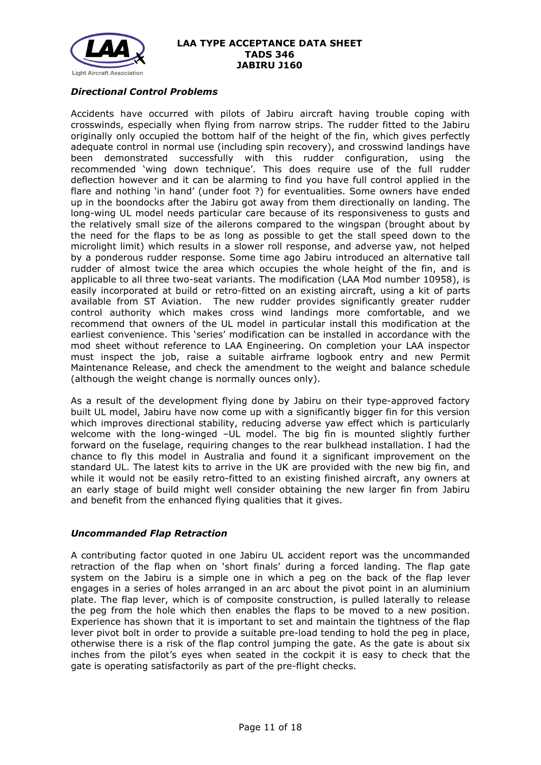### *Directional Control Problems*

Accidents have occurred with pilots of Jabiru aircraft having trouble coping with crosswinds, especially when flying from narrow strips. The rudder fitted to the Jabiru originally only occupied the bottom half of the height of the fin, which gives perfectly adequate control in normal use (including spin recovery), and crosswind landings have been demonstrated successfully with this rudder configuration, using the recommended 'wing down technique'. This does require use of the full rudder deflection however and it can be alarming to find you have full control applied in the flare and nothing 'in hand' (under foot ?) for eventualities. Some owners have ended up in the boondocks after the Jabiru got away from them directionally on landing. The long-wing UL model needs particular care because of its responsiveness to gusts and the relatively small size of the ailerons compared to the wingspan (brought about by the need for the flaps to be as long as possible to get the stall speed down to the microlight limit) which results in a slower roll response, and adverse yaw, not helped by a ponderous rudder response. Some time ago Jabiru introduced an alternative tall rudder of almost twice the area which occupies the whole height of the fin, and is applicable to all three two-seat variants. The modification (LAA Mod number 10958), is easily incorporated at build or retro-fitted on an existing aircraft, using a kit of parts available from ST Aviation. The new rudder provides significantly greater rudder control authority which makes cross wind landings more comfortable, and we recommend that owners of the UL model in particular install this modification at the earliest convenience. This 'series' modification can be installed in accordance with the mod sheet without reference to LAA Engineering. On completion your LAA inspector must inspect the job, raise a suitable airframe logbook entry and new Permit Maintenance Release, and check the amendment to the weight and balance schedule (although the weight change is normally ounces only).

As a result of the development flying done by Jabiru on their type-approved factory built UL model, Jabiru have now come up with a significantly bigger fin for this version which improves directional stability, reducing adverse yaw effect which is particularly welcome with the long-winged –UL model. The big fin is mounted slightly further forward on the fuselage, requiring changes to the rear bulkhead installation. I had the chance to fly this model in Australia and found it a significant improvement on the standard UL. The latest kits to arrive in the UK are provided with the new big fin, and while it would not be easily retro-fitted to an existing finished aircraft, any owners at an early stage of build might well consider obtaining the new larger fin from Jabiru and benefit from the enhanced flying qualities that it gives.

### *Uncommanded Flap Retraction*

A contributing factor quoted in one Jabiru UL accident report was the uncommanded retraction of the flap when on 'short finals' during a forced landing. The flap gate system on the Jabiru is a simple one in which a peg on the back of the flap lever engages in a series of holes arranged in an arc about the pivot point in an aluminium plate. The flap lever, which is of composite construction, is pulled laterally to release the peg from the hole which then enables the flaps to be moved to a new position. Experience has shown that it is important to set and maintain the tightness of the flap lever pivot bolt in order to provide a suitable pre-load tending to hold the peg in place, otherwise there is a risk of the flap control jumping the gate. As the gate is about six inches from the pilot's eyes when seated in the cockpit it is easy to check that the gate is operating satisfactorily as part of the pre-flight checks.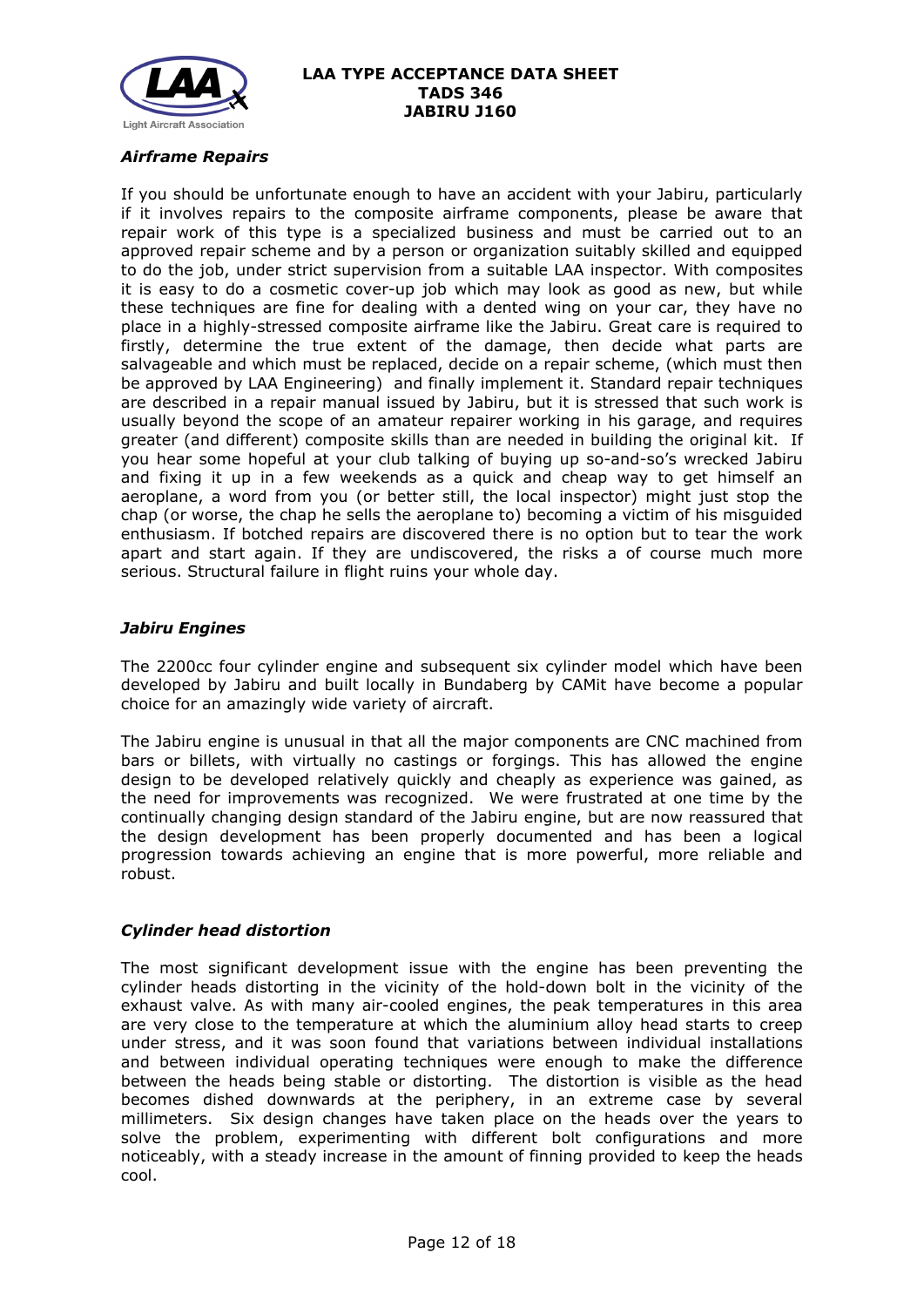### *Airframe Repairs*

If you should be unfortunate enough to have an accident with your Jabiru, particularly if it involves repairs to the composite airframe components, please be aware that repair work of this type is a specialized business and must be carried out to an approved repair scheme and by a person or organization suitably skilled and equipped to do the job, under strict supervision from a suitable LAA inspector. With composites it is easy to do a cosmetic cover-up job which may look as good as new, but while these techniques are fine for dealing with a dented wing on your car, they have no place in a highly-stressed composite airframe like the Jabiru. Great care is required to firstly, determine the true extent of the damage, then decide what parts are salvageable and which must be replaced, decide on a repair scheme, (which must then be approved by LAA Engineering) and finally implement it. Standard repair techniques are described in a repair manual issued by Jabiru, but it is stressed that such work is usually beyond the scope of an amateur repairer working in his garage, and requires greater (and different) composite skills than are needed in building the original kit. If you hear some hopeful at your club talking of buying up so-and-so's wrecked Jabiru and fixing it up in a few weekends as a quick and cheap way to get himself an aeroplane, a word from you (or better still, the local inspector) might just stop the chap (or worse, the chap he sells the aeroplane to) becoming a victim of his misguided enthusiasm. If botched repairs are discovered there is no option but to tear the work apart and start again. If they are undiscovered, the risks a of course much more serious. Structural failure in flight ruins your whole day.

### *Jabiru Engines*

The 2200cc four cylinder engine and subsequent six cylinder model which have been developed by Jabiru and built locally in Bundaberg by CAMit have become a popular choice for an amazingly wide variety of aircraft.

The Jabiru engine is unusual in that all the major components are CNC machined from bars or billets, with virtually no castings or forgings. This has allowed the engine design to be developed relatively quickly and cheaply as experience was gained, as the need for improvements was recognized. We were frustrated at one time by the continually changing design standard of the Jabiru engine, but are now reassured that the design development has been properly documented and has been a logical progression towards achieving an engine that is more powerful, more reliable and robust.

### *Cylinder head distortion*

The most significant development issue with the engine has been preventing the cylinder heads distorting in the vicinity of the hold-down bolt in the vicinity of the exhaust valve. As with many air-cooled engines, the peak temperatures in this area are very close to the temperature at which the aluminium alloy head starts to creep under stress, and it was soon found that variations between individual installations and between individual operating techniques were enough to make the difference between the heads being stable or distorting. The distortion is visible as the head becomes dished downwards at the periphery, in an extreme case by several millimeters. Six design changes have taken place on the heads over the years to solve the problem, experimenting with different bolt configurations and more noticeably, with a steady increase in the amount of finning provided to keep the heads cool.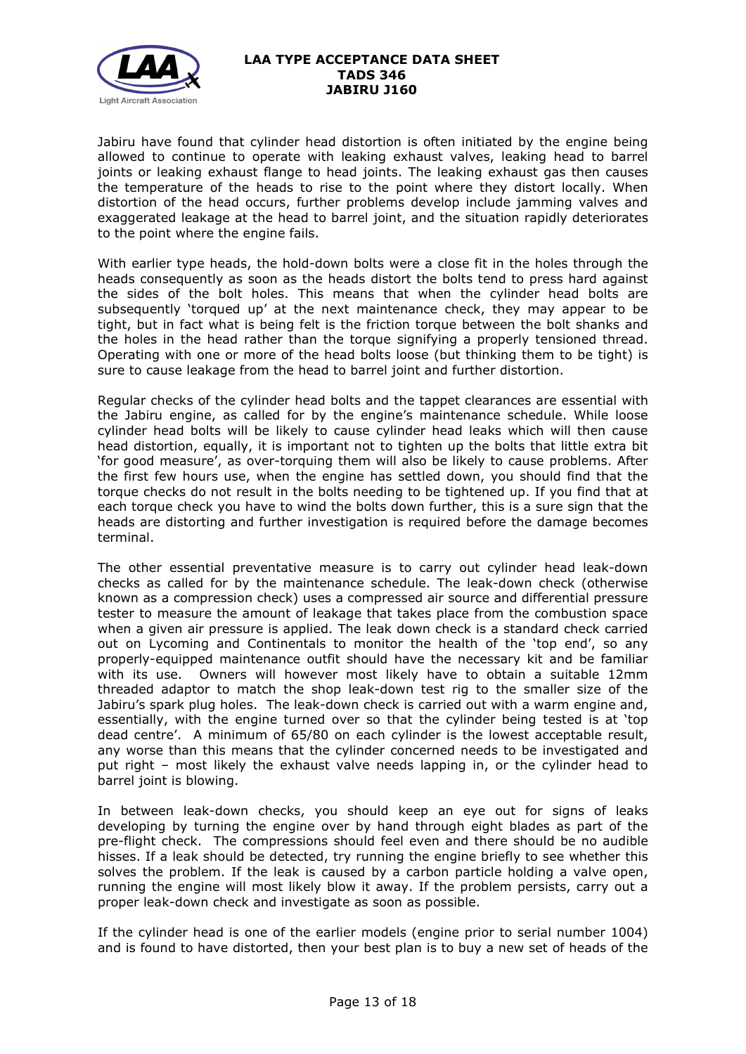Jabiru have found that cylinder head distortion is often initiated by the engine being allowed to continue to operate with leaking exhaust valves, leaking head to barrel joints or leaking exhaust flange to head joints. The leaking exhaust gas then causes the temperature of the heads to rise to the point where they distort locally. When distortion of the head occurs, further problems develop include jamming valves and exaggerated leakage at the head to barrel joint, and the situation rapidly deteriorates to the point where the engine fails.

With earlier type heads, the hold-down bolts were a close fit in the holes through the heads consequently as soon as the heads distort the bolts tend to press hard against the sides of the bolt holes. This means that when the cylinder head bolts are subsequently 'torqued up' at the next maintenance check, they may appear to be tight, but in fact what is being felt is the friction torque between the bolt shanks and the holes in the head rather than the torque signifying a properly tensioned thread. Operating with one or more of the head bolts loose (but thinking them to be tight) is sure to cause leakage from the head to barrel joint and further distortion.

Regular checks of the cylinder head bolts and the tappet clearances are essential with the Jabiru engine, as called for by the engine's maintenance schedule. While loose cylinder head bolts will be likely to cause cylinder head leaks which will then cause head distortion, equally, it is important not to tighten up the bolts that little extra bit 'for good measure', as over-torquing them will also be likely to cause problems. After the first few hours use, when the engine has settled down, you should find that the torque checks do not result in the bolts needing to be tightened up. If you find that at each torque check you have to wind the bolts down further, this is a sure sign that the heads are distorting and further investigation is required before the damage becomes terminal.

The other essential preventative measure is to carry out cylinder head leak-down checks as called for by the maintenance schedule. The leak-down check (otherwise known as a compression check) uses a compressed air source and differential pressure tester to measure the amount of leakage that takes place from the combustion space when a given air pressure is applied. The leak down check is a standard check carried out on Lycoming and Continentals to monitor the health of the 'top end', so any properly-equipped maintenance outfit should have the necessary kit and be familiar with its use. Owners will however most likely have to obtain a suitable 12mm threaded adaptor to match the shop leak-down test rig to the smaller size of the Jabiru's spark plug holes. The leak-down check is carried out with a warm engine and, essentially, with the engine turned over so that the cylinder being tested is at 'top dead centre'. A minimum of 65/80 on each cylinder is the lowest acceptable result, any worse than this means that the cylinder concerned needs to be investigated and put right – most likely the exhaust valve needs lapping in, or the cylinder head to barrel joint is blowing.

In between leak-down checks, you should keep an eye out for signs of leaks developing by turning the engine over by hand through eight blades as part of the pre-flight check. The compressions should feel even and there should be no audible hisses. If a leak should be detected, try running the engine briefly to see whether this solves the problem. If the leak is caused by a carbon particle holding a valve open, running the engine will most likely blow it away. If the problem persists, carry out a proper leak-down check and investigate as soon as possible.

If the cylinder head is one of the earlier models (engine prior to serial number 1004) and is found to have distorted, then your best plan is to buy a new set of heads of the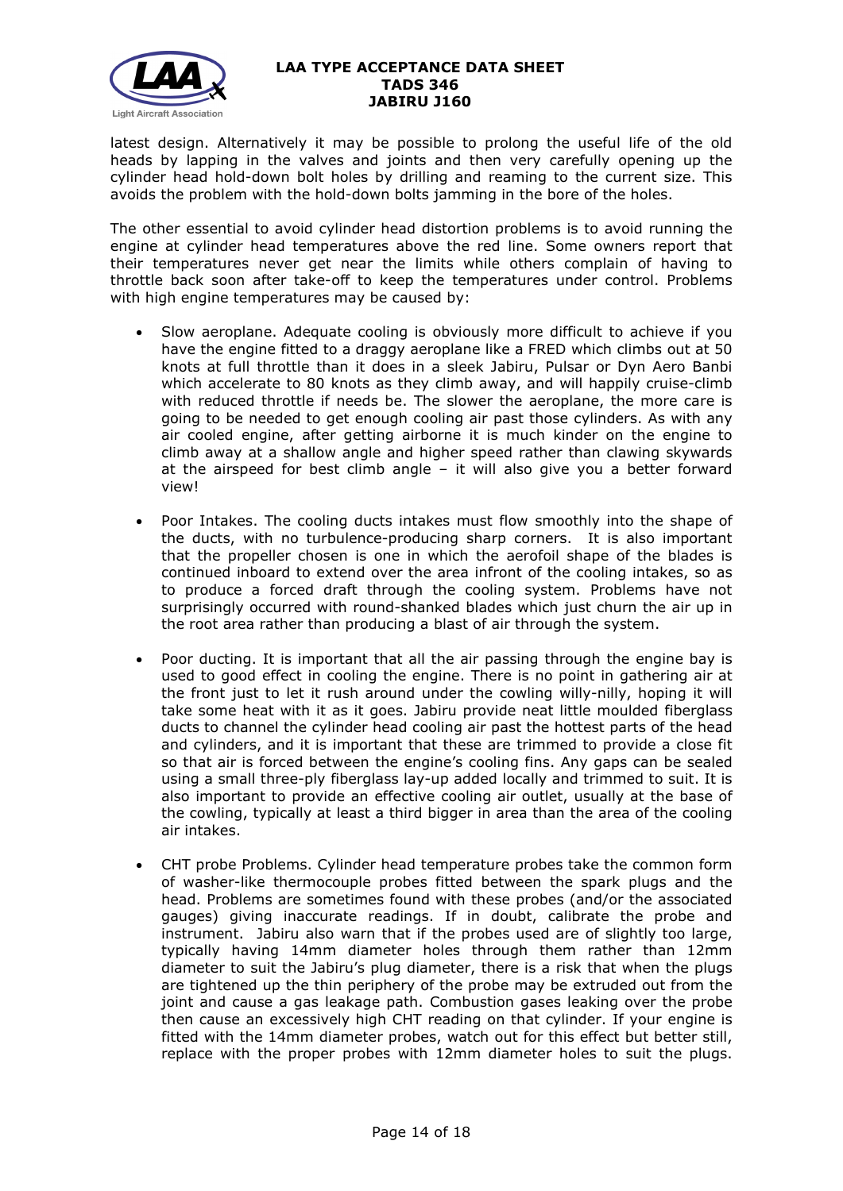latest design. Alternatively it may be possible to prolong the useful life of the old heads by lapping in the valves and joints and then very carefully opening up the cylinder head hold-down bolt holes by drilling and reaming to the current size. This avoids the problem with the hold-down bolts jamming in the bore of the holes.

The other essential to avoid cylinder head distortion problems is to avoid running the engine at cylinder head temperatures above the red line. Some owners report that their temperatures never get near the limits while others complain of having to throttle back soon after take-off to keep the temperatures under control. Problems with high engine temperatures may be caused by:

- Slow aeroplane. Adequate cooling is obviously more difficult to achieve if you have the engine fitted to a draggy aeroplane like a FRED which climbs out at 50 knots at full throttle than it does in a sleek Jabiru, Pulsar or Dyn Aero Banbi which accelerate to 80 knots as they climb away, and will happily cruise-climb with reduced throttle if needs be. The slower the aeroplane, the more care is going to be needed to get enough cooling air past those cylinders. As with any air cooled engine, after getting airborne it is much kinder on the engine to climb away at a shallow angle and higher speed rather than clawing skywards at the airspeed for best climb angle – it will also give you a better forward view!

- Poor Intakes. The cooling ducts intakes must flow smoothly into the shape of the ducts, with no turbulence-producing sharp corners. It is also important that the propeller chosen is one in which the aerofoil shape of the blades is continued inboard to extend over the area infront of the cooling intakes, so as to produce a forced draft through the cooling system. Problems have not surprisingly occurred with round-shanked blades which just churn the air up in the root area rather than producing a blast of air through the system.

- Poor ducting. It is important that all the air passing through the engine bay is used to good effect in cooling the engine. There is no point in gathering air at the front just to let it rush around under the cowling willy-nilly, hoping it will take some heat with it as it goes. Jabiru provide neat little moulded fiberglass ducts to channel the cylinder head cooling air past the hottest parts of the head and cylinders, and it is important that these are trimmed to provide a close fit so that air is forced between the engine's cooling fins. Any gaps can be sealed using a small three-ply fiberglass lay-up added locally and trimmed to suit. It is also important to provide an effective cooling air outlet, usually at the base of the cowling, typically at least a third bigger in area than the area of the cooling air intakes.

- CHT probe Problems. Cylinder head temperature probes take the common form of washer-like thermocouple probes fitted between the spark plugs and the head. Problems are sometimes found with these probes (and/or the associated gauges) giving inaccurate readings. If in doubt, calibrate the probe and instrument. Jabiru also warn that if the probes used are of slightly too large, typically having 14mm diameter holes through them rather than 12mm diameter to suit the Jabiru's plug diameter, there is a risk that when the plugs are tightened up the thin periphery of the probe may be extruded out from the joint and cause a gas leakage path. Combustion gases leaking over the probe then cause an excessively high CHT reading on that cylinder. If your engine is fitted with the 14mm diameter probes, watch out for this effect but better still, replace with the proper probes with 12mm diameter holes to suit the plugs.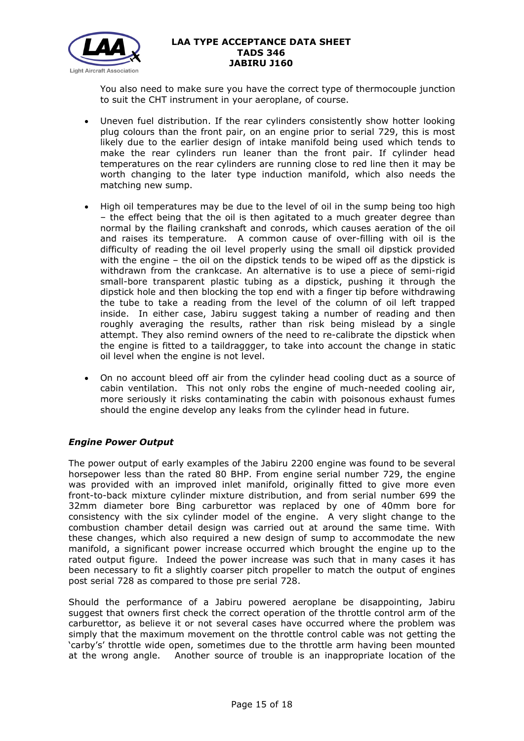You also need to make sure you have the correct type of thermocouple junction to suit the CHT instrument in your aeroplane, of course.

- Uneven fuel distribution. If the rear cylinders consistently show hotter looking plug colours than the front pair, on an engine prior to serial 729, this is most likely due to the earlier design of intake manifold being used which tends to make the rear cylinders run leaner than the front pair. If cylinder head temperatures on the rear cylinders are running close to red line then it may be worth changing to the later type induction manifold, which also needs the matching new sump.

- High oil temperatures may be due to the level of oil in the sump being too high – the effect being that the oil is then agitated to a much greater degree than normal by the flailing crankshaft and conrods, which causes aeration of the oil and raises its temperature. A common cause of over-filling with oil is the difficulty of reading the oil level properly using the small oil dipstick provided with the engine – the oil on the dipstick tends to be wiped off as the dipstick is withdrawn from the crankcase. An alternative is to use a piece of semi-rigid small-bore transparent plastic tubing as a dipstick, pushing it through the dipstick hole and then blocking the top end with a finger tip before withdrawing the tube to take a reading from the level of the column of oil left trapped inside. In either case, Jabiru suggest taking a number of reading and then roughly averaging the results, rather than risk being mislead by a single attempt. They also remind owners of the need to re-calibrate the dipstick when the engine is fitted to a taildraggger, to take into account the change in static oil level when the engine is not level.

- On no account bleed off air from the cylinder head cooling duct as a source of cabin ventilation. This not only robs the engine of much-needed cooling air, more seriously it risks contaminating the cabin with poisonous exhaust fumes should the engine develop any leaks from the cylinder head in future.

### *Engine Power Output*

The power output of early examples of the Jabiru 2200 engine was found to be several horsepower less than the rated 80 BHP. From engine serial number 729, the engine was provided with an improved inlet manifold, originally fitted to give more even front-to-back mixture cylinder mixture distribution, and from serial number 699 the 32mm diameter bore Bing carburettor was replaced by one of 40mm bore for consistency with the six cylinder model of the engine. A very slight change to the combustion chamber detail design was carried out at around the same time. With these changes, which also required a new design of sump to accommodate the new manifold, a significant power increase occurred which brought the engine up to the rated output figure. Indeed the power increase was such that in many cases it has been necessary to fit a slightly coarser pitch propeller to match the output of engines post serial 728 as compared to those pre serial 728.

Should the performance of a Jabiru powered aeroplane be disappointing, Jabiru suggest that owners first check the correct operation of the throttle control arm of the carburettor, as believe it or not several cases have occurred where the problem was simply that the maximum movement on the throttle control cable was not getting the 'carby's' throttle wide open, sometimes due to the throttle arm having been mounted at the wrong angle. Another source of trouble is an inappropriate location of the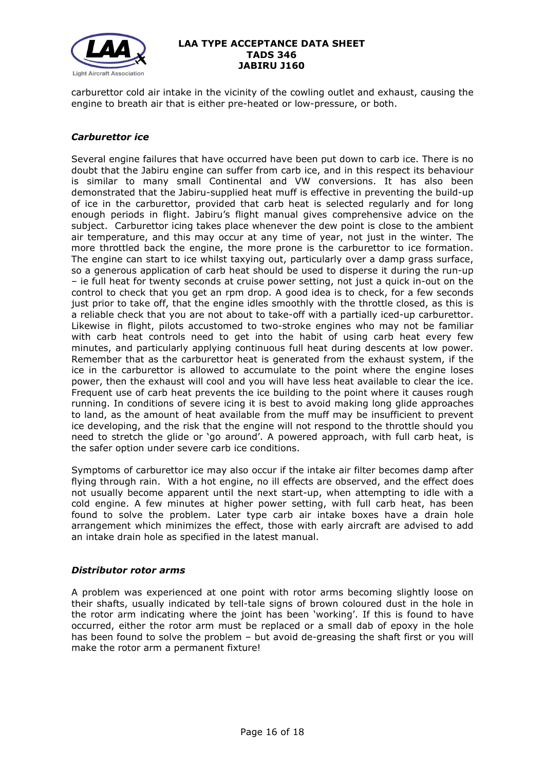carburettor cold air intake in the vicinity of the cowling outlet and exhaust, causing the engine to breath air that is either pre-heated or low-pressure, or both.

### *Carburettor ice*

Several engine failures that have occurred have been put down to carb ice. There is no doubt that the Jabiru engine can suffer from carb ice, and in this respect its behaviour is similar to many small Continental and VW conversions. It has also been demonstrated that the Jabiru-supplied heat muff is effective in preventing the build-up of ice in the carburettor, provided that carb heat is selected regularly and for long enough periods in flight. Jabiru's flight manual gives comprehensive advice on the subject. Carburettor icing takes place whenever the dew point is close to the ambient air temperature, and this may occur at any time of year, not just in the winter. The more throttled back the engine, the more prone is the carburettor to ice formation. The engine can start to ice whilst taxying out, particularly over a damp grass surface, so a generous application of carb heat should be used to disperse it during the run-up – ie full heat for twenty seconds at cruise power setting, not just a quick in-out on the control to check that you get an rpm drop. A good idea is to check, for a few seconds just prior to take off, that the engine idles smoothly with the throttle closed, as this is a reliable check that you are not about to take-off with a partially iced-up carburettor. Likewise in flight, pilots accustomed to two-stroke engines who may not be familiar with carb heat controls need to get into the habit of using carb heat every few minutes, and particularly applying continuous full heat during descents at low power. Remember that as the carburettor heat is generated from the exhaust system, if the ice in the carburettor is allowed to accumulate to the point where the engine loses power, then the exhaust will cool and you will have less heat available to clear the ice. Frequent use of carb heat prevents the ice building to the point where it causes rough running. In conditions of severe icing it is best to avoid making long glide approaches to land, as the amount of heat available from the muff may be insufficient to prevent ice developing, and the risk that the engine will not respond to the throttle should you need to stretch the glide or 'go around'. A powered approach, with full carb heat, is the safer option under severe carb ice conditions.

Symptoms of carburettor ice may also occur if the intake air filter becomes damp after flying through rain. With a hot engine, no ill effects are observed, and the effect does not usually become apparent until the next start-up, when attempting to idle with a cold engine. A few minutes at higher power setting, with full carb heat, has been found to solve the problem. Later type carb air intake boxes have a drain hole arrangement which minimizes the effect, those with early aircraft are advised to add an intake drain hole as specified in the latest manual.

### *Distributor rotor arms*

A problem was experienced at one point with rotor arms becoming slightly loose on their shafts, usually indicated by tell-tale signs of brown coloured dust in the hole in the rotor arm indicating where the joint has been 'working'. If this is found to have occurred, either the rotor arm must be replaced or a small dab of epoxy in the hole has been found to solve the problem – but avoid de-greasing the shaft first or you will make the rotor arm a permanent fixture!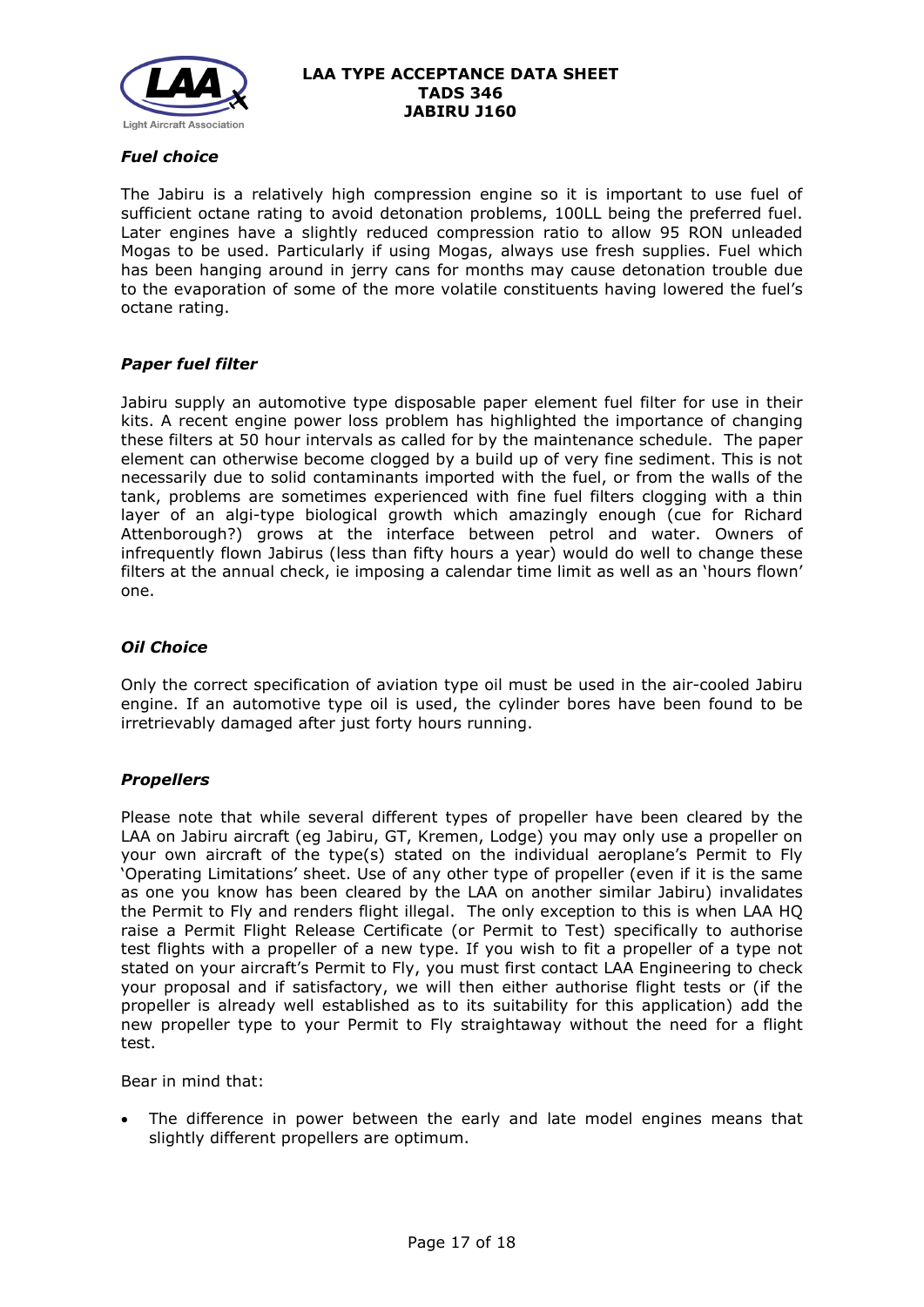### *Fuel choice*

The Jabiru is a relatively high compression engine so it is important to use fuel of sufficient octane rating to avoid detonation problems, 100LL being the preferred fuel. Later engines have a slightly reduced compression ratio to allow 95 RON unleaded Mogas to be used. Particularly if using Mogas, always use fresh supplies. Fuel which has been hanging around in jerry cans for months may cause detonation trouble due to the evaporation of some of the more volatile constituents having lowered the fuel's octane rating.

### *Paper fuel filter*

Jabiru supply an automotive type disposable paper element fuel filter for use in their kits. A recent engine power loss problem has highlighted the importance of changing these filters at 50 hour intervals as called for by the maintenance schedule. The paper element can otherwise become clogged by a build up of very fine sediment. This is not necessarily due to solid contaminants imported with the fuel, or from the walls of the tank, problems are sometimes experienced with fine fuel filters clogging with a thin layer of an algi-type biological growth which amazingly enough (cue for Richard Attenborough?) grows at the interface between petrol and water. Owners of infrequently flown Jabirus (less than fifty hours a year) would do well to change these filters at the annual check, ie imposing a calendar time limit as well as an 'hours flown' one.

### *Oil Choice*

Only the correct specification of aviation type oil must be used in the air-cooled Jabiru engine. If an automotive type oil is used, the cylinder bores have been found to be irretrievably damaged after just forty hours running.

### *Propellers*

Please note that while several different types of propeller have been cleared by the LAA on Jabiru aircraft (eg Jabiru, GT, Kremen, Lodge) you may only use a propeller on your own aircraft of the type(s) stated on the individual aeroplane's Permit to Fly 'Operating Limitations' sheet. Use of any other type of propeller (even if it is the same as one you know has been cleared by the LAA on another similar Jabiru) invalidates the Permit to Fly and renders flight illegal. The only exception to this is when LAA HQ raise a Permit Flight Release Certificate (or Permit to Test) specifically to authorise test flights with a propeller of a new type. If you wish to fit a propeller of a type not stated on your aircraft's Permit to Fly, you must first contact LAA Engineering to check your proposal and if satisfactory, we will then either authorise flight tests or (if the propeller is already well established as to its suitability for this application) add the new propeller type to your Permit to Fly straightaway without the need for a flight test.

Bear in mind that:

- The difference in power between the early and late model engines means that slightly different propellers are optimum.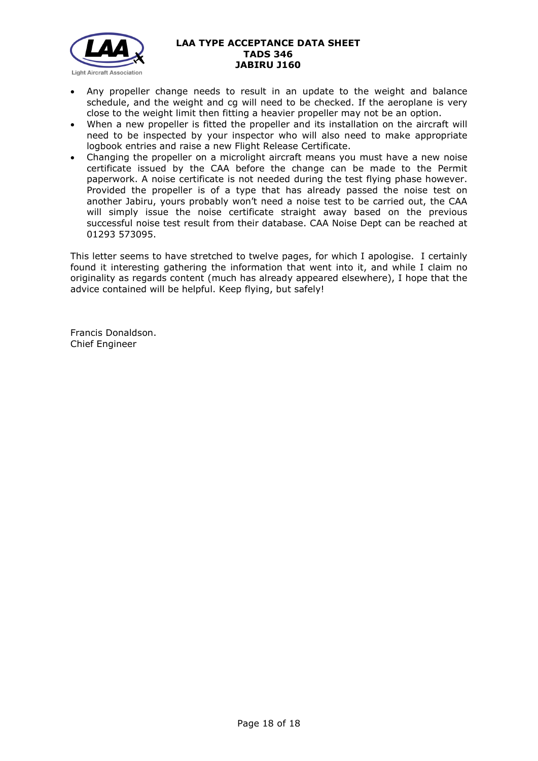- Any propeller change needs to result in an update to the weight and balance schedule, and the weight and cg will need to be checked. If the aeroplane is very close to the weight limit then fitting a heavier propeller may not be an option.
- When a new propeller is fitted the propeller and its installation on the aircraft will need to be inspected by your inspector who will also need to make appropriate logbook entries and raise a new Flight Release Certificate.
- Changing the propeller on a microlight aircraft means you must have a new noise certificate issued by the CAA before the change can be made to the Permit paperwork. A noise certificate is not needed during the test flying phase however. Provided the propeller is of a type that has already passed the noise test on another Jabiru, yours probably won't need a noise test to be carried out, the CAA will simply issue the noise certificate straight away based on the previous successful noise test result from their database. CAA Noise Dept can be reached at 01293 573095.

This letter seems to have stretched to twelve pages, for which I apologise. I certainly found it interesting gathering the information that went into it, and while I claim no originality as regards content (much has already appeared elsewhere), I hope that the advice contained will be helpful. Keep flying, but safely!

Francis Donaldson.
Chief Engineer